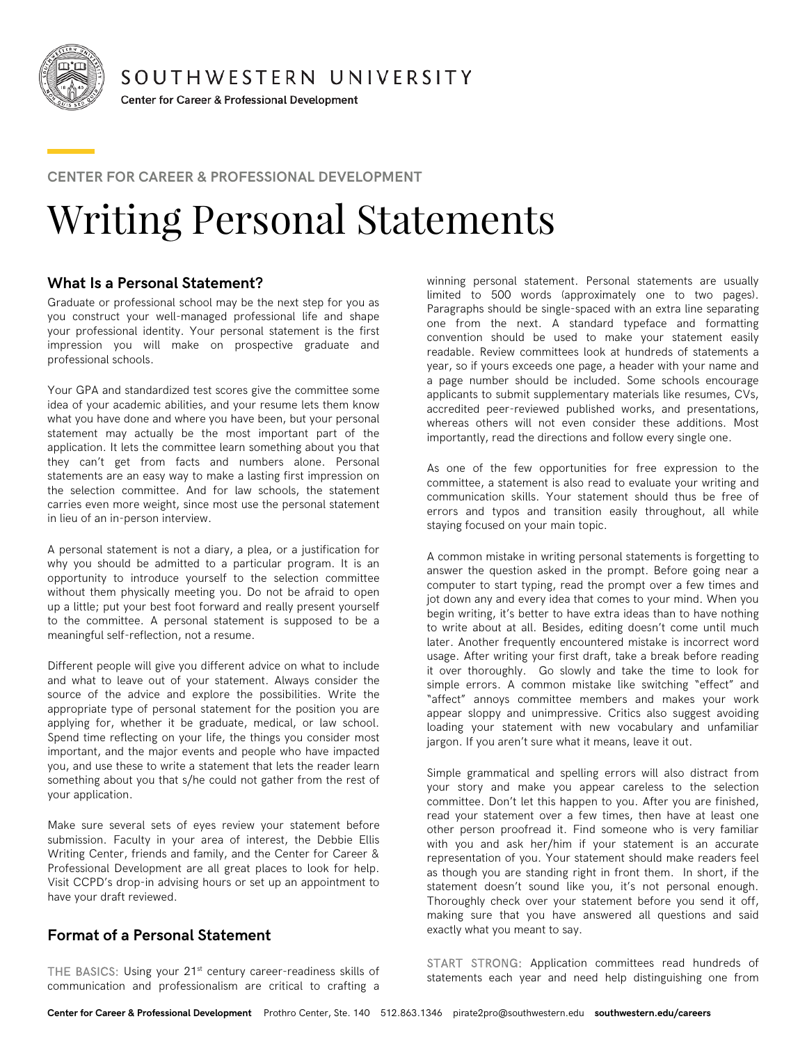SOUTHWESTERN UNIVERSITY

Center for Career & Professional Development

CENTER FOR CAREER & PROFESSIONAL DEVELOPMENT

# Writing Personal Statements

## What Is a Personal Statement?

Graduate or professional school may be the next step for you as you construct your well-managed professional life and shape your professional identity. Your personal statement is the first impression you will make on prospective graduate and professional schools.

Your GPA and standardized test scores give the committee some idea of your academic abilities, and your resume lets them know what you have done and where you have been, but your personal statement may actually be the most important part of the application. It lets the committee learn something about you that they can't get from facts and numbers alone. Personal statements are an easy way to make a lasting first impression on the selection committee. And for law schools, the statement carries even more weight, since most use the personal statement in lieu of an in-person interview.

A personal statement is not a diary, a plea, or a justification for why you should be admitted to a particular program. It is an opportunity to introduce yourself to the selection committee without them physically meeting you. Do not be afraid to open up a little; put your best foot forward and really present yourself to the committee. A personal statement is supposed to be a meaningful self-reflection, not a resume.

Different people will give you different advice on what to include and what to leave out of your statement. Always consider the source of the advice and explore the possibilities. Write the appropriate type of personal statement for the position you are applying for, whether it be graduate, medical, or law school. Spend time reflecting on your life, the things you consider most important, and the major events and people who have impacted you, and use these to write a statement that lets the reader learn something about you that s/he could not gather from the rest of your application.

Make sure several sets of eyes review your statement before submission. Faculty in your area of interest, the Debbie Ellis Writing Center, friends and family, and the Center for Career & Professional Development are all great places to look for help. Visit CCPD's drop-in advising hours or set up an appointment to have your draft reviewed.

## Format of a Personal Statement

THE BASICS: Using your 21st century career-readiness skills of communication and professionalism are critical to crafting a winning personal statement. Personal statements are usually limited to 500 words (approximately one to two pages). Paragraphs should be single-spaced with an extra line separating one from the next. A standard typeface and formatting convention should be used to make your statement easily readable. Review committees look at hundreds of statements a year, so if yours exceeds one page, a header with your name and a page number should be included. Some schools encourage applicants to submit supplementary materials like resumes, CVs, accredited peer-reviewed published works, and presentations, whereas others will not even consider these additions. Most importantly, read the directions and follow every single one.

As one of the few opportunities for free expression to the committee, a statement is also read to evaluate your writing and communication skills. Your statement should thus be free of errors and typos and transition easily throughout, all while staying focused on your main topic.

A common mistake in writing personal statements is forgetting to answer the question asked in the prompt. Before going near a computer to start typing, read the prompt over a few times and jot down any and every idea that comes to your mind. When you begin writing, it's better to have extra ideas than to have nothing to write about at all. Besides, editing doesn't come until much later. Another frequently encountered mistake is incorrect word usage. After writing your first draft, take a break before reading it over thoroughly. Go slowly and take the time to look for simple errors. A common mistake like switching "effect" and "affect" annoys committee members and makes your work appear sloppy and unimpressive. Critics also suggest avoiding loading your statement with new vocabulary and unfamiliar jargon. If you aren't sure what it means, leave it out.

Simple grammatical and spelling errors will also distract from your story and make you appear careless to the selection committee. Don't let this happen to you. After you are finished, read your statement over a few times, then have at least one other person proofread it. Find someone who is very familiar with you and ask her/him if your statement is an accurate representation of you. Your statement should make readers feel as though you are standing right in front them. In short, if the statement doesn't sound like you, it's not personal enough. Thoroughly check over your statement before you send it off, making sure that you have answered all questions and said exactly what you meant to say.

START STRONG: Application committees read hundreds of statements each year and need help distinguishing one from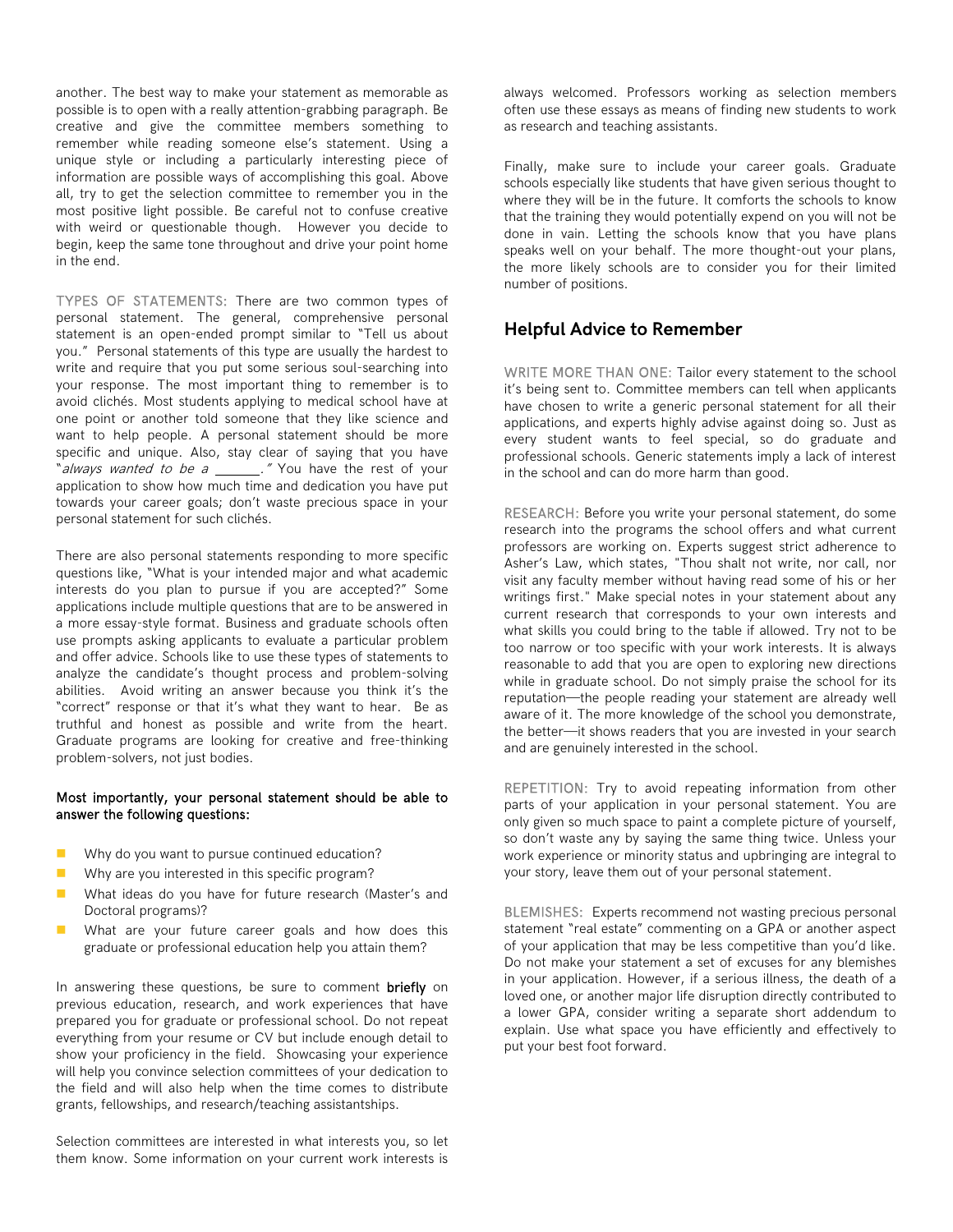another. The best way to make your statement as memorable as possible is to open with a really attention-grabbing paragraph. Be creative and give the committee members something to remember while reading someone else's statement. Using a unique style or including a particularly interesting piece of information are possible ways of accomplishing this goal. Above all, try to get the selection committee to remember you in the most positive light possible. Be careful not to confuse creative with weird or questionable though. However you decide to begin, keep the same tone throughout and drive your point home in the end.

TYPES OF STATEMENTS: There are two common types of personal statement. The general, comprehensive personal statement is an open-ended prompt similar to "Tell us about you." Personal statements of this type are usually the hardest to write and require that you put some serious soul-searching into your response. The most important thing to remember is to avoid clichés. Most students applying to medical school have at one point or another told someone that they like science and want to help people. A personal statement should be more specific and unique. Also, stay clear of saying that you have "*always wanted to be a ______.*" You have the rest of your application to show how much time and dedication you have put towards your career goals; don't waste precious space in your personal statement for such clichés.

There are also personal statements responding to more specific questions like, "What is your intended major and what academic interests do you plan to pursue if you are accepted?" Some applications include multiple questions that are to be answered in a more essay-style format. Business and graduate schools often use prompts asking applicants to evaluate a particular problem and offer advice. Schools like to use these types of statements to analyze the candidate's thought process and problem-solving abilities. Avoid writing an answer because you think it's the "correct" response or that it's what they want to hear. Be as truthful and honest as possible and write from the heart. Graduate programs are looking for creative and free-thinking problem-solvers, not just bodies.

**Most importantly, your personal statement should be able to answer the following questions:**

- Why do you want to pursue continued education?
- Why are you interested in this specific program?
- What ideas do you have for future research (Master's and Doctoral programs)?
- What are your future career goals and how does this graduate or professional education help you attain them?

In answering these questions, be sure to comment **briefly** on previous education, research, and work experiences that have prepared you for graduate or professional school. Do not repeat everything from your resume or CV but include enough detail to show your proficiency in the field. Showcasing your experience will help you convince selection committees of your dedication to the field and will also help when the time comes to distribute grants, fellowships, and research/teaching assistantships.

Selection committees are interested in what interests you, so let them know. Some information on your current work interests is always welcomed. Professors working as selection members often use these essays as means of finding new students to work as research and teaching assistants.

Finally, make sure to include your career goals. Graduate schools especially like students that have given serious thought to where they will be in the future. It comforts the schools to know that the training they would potentially expend on you will not be done in vain. Letting the schools know that you have plans speaks well on your behalf. The more thought-out your plans, the more likely schools are to consider you for their limited number of positions.

## Helpful Advice to Remember

WRITE MORE THAN ONE: Tailor every statement to the school it's being sent to. Committee members can tell when applicants have chosen to write a generic personal statement for all their applications, and experts highly advise against doing so. Just as every student wants to feel special, so do graduate and professional schools. Generic statements imply a lack of interest in the school and can do more harm than good.

RESEARCH: Before you write your personal statement, do some research into the programs the school offers and what current professors are working on. Experts suggest strict adherence to Asher's Law, which states, "Thou shalt not write, nor call, nor visit any faculty member without having read some of his or her writings first." Make special notes in your statement about any current research that corresponds to your own interests and what skills you could bring to the table if allowed. Try not to be too narrow or too specific with your work interests. It is always reasonable to add that you are open to exploring new directions while in graduate school. Do not simply praise the school for its reputation—the people reading your statement are already well aware of it. The more knowledge of the school you demonstrate, the better—it shows readers that you are invested in your search and are genuinely interested in the school.

REPETITION: Try to avoid repeating information from other parts of your application in your personal statement. You are only given so much space to paint a complete picture of yourself, so don't waste any by saying the same thing twice. Unless your work experience or minority status and upbringing are integral to your story, leave them out of your personal statement.

BLEMISHES: Experts recommend not wasting precious personal statement "real estate" commenting on a GPA or another aspect of your application that may be less competitive than you'd like. Do not make your statement a set of excuses for any blemishes in your application. However, if a serious illness, the death of a loved one, or another major life disruption directly contributed to a lower GPA, consider writing a separate short addendum to explain. Use what space you have efficiently and effectively to put your best foot forward.